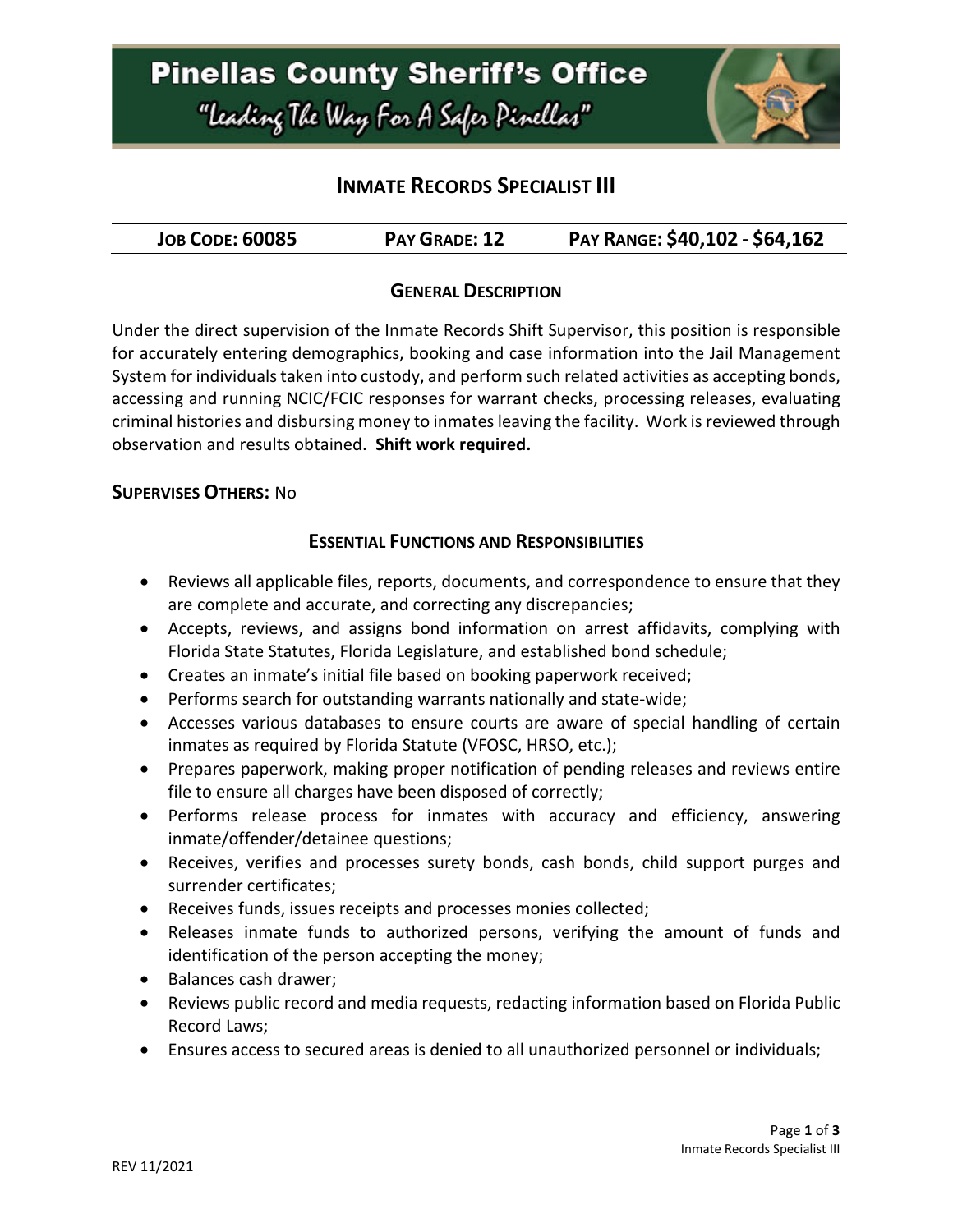# Pinellas County Sheriff's Office

"Leading The Way For A Safer Pinellas"

## INMATE RECORDS SPECIALIST III

| JOB CODE: 60085 | PAY GRADE: 12 | PAY RANGE: $40,102 - $64,162 |
|---|---|---|

### GENERAL DESCRIPTION

Under the direct supervision of the Inmate Records Shift Supervisor, this position is responsible for accurately entering demographics, booking and case information into the Jail Management System for individuals taken into custody, and perform such related activities as accepting bonds, accessing and running NCIC/FCIC responses for warrant checks, processing releases, evaluating criminal histories and disbursing money to inmates leaving the facility. Work is reviewed through observation and results obtained. **Shift work required.**

**SUPERVISES OTHERS:** No

### ESSENTIAL FUNCTIONS AND RESPONSIBILITIES

- Reviews all applicable files, reports, documents, and correspondence to ensure that they are complete and accurate, and correcting any discrepancies;
- Accepts, reviews, and assigns bond information on arrest affidavits, complying with Florida State Statutes, Florida Legislature, and established bond schedule;
- Creates an inmate's initial file based on booking paperwork received;
- Performs search for outstanding warrants nationally and state-wide;
- Accesses various databases to ensure courts are aware of special handling of certain inmates as required by Florida Statute (VFOSC, HRSO, etc.);
- Prepares paperwork, making proper notification of pending releases and reviews entire file to ensure all charges have been disposed of correctly;
- Performs release process for inmates with accuracy and efficiency, answering inmate/offender/detainee questions;
- Receives, verifies and processes surety bonds, cash bonds, child support purges and surrender certificates;
- Receives funds, issues receipts and processes monies collected;
- Releases inmate funds to authorized persons, verifying the amount of funds and identification of the person accepting the money;
- Balances cash drawer;
- Reviews public record and media requests, redacting information based on Florida Public Record Laws;
- Ensures access to secured areas is denied to all unauthorized personnel or individuals;

REV 11/2021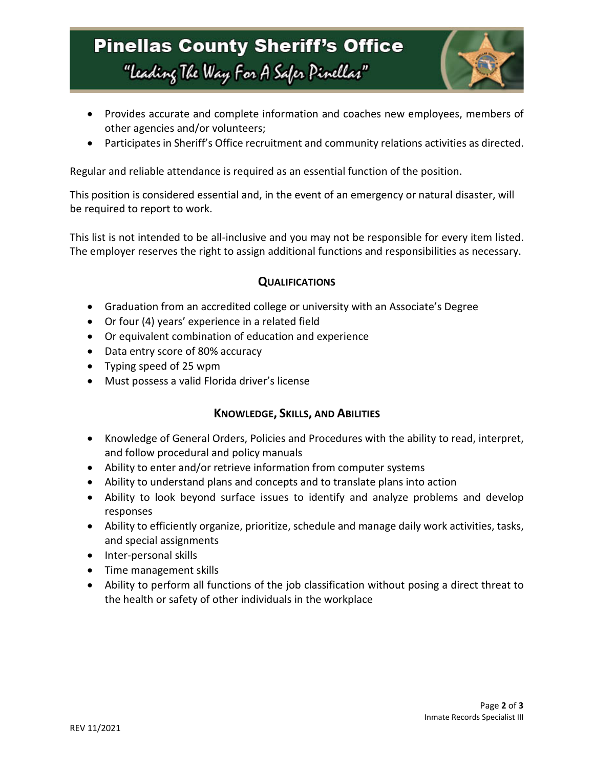- Provides accurate and complete information and coaches new employees, members of other agencies and/or volunteers;
- Participates in Sheriff's Office recruitment and community relations activities as directed.

Regular and reliable attendance is required as an essential function of the position.

This position is considered essential and, in the event of an emergency or natural disaster, will be required to report to work.

This list is not intended to be all-inclusive and you may not be responsible for every item listed. The employer reserves the right to assign additional functions and responsibilities as necessary.

## QUALIFICATIONS

- Graduation from an accredited college or university with an Associate's Degree
- Or four (4) years' experience in a related field
- Or equivalent combination of education and experience
- Data entry score of 80% accuracy
- Typing speed of 25 wpm
- Must possess a valid Florida driver's license

## KNOWLEDGE, SKILLS, AND ABILITIES

- Knowledge of General Orders, Policies and Procedures with the ability to read, interpret, and follow procedural and policy manuals
- Ability to enter and/or retrieve information from computer systems
- Ability to understand plans and concepts and to translate plans into action
- Ability to look beyond surface issues to identify and analyze problems and develop responses
- Ability to efficiently organize, prioritize, schedule and manage daily work activities, tasks, and special assignments
- Inter-personal skills
- Time management skills
- Ability to perform all functions of the job classification without posing a direct threat to the health or safety of other individuals in the workplace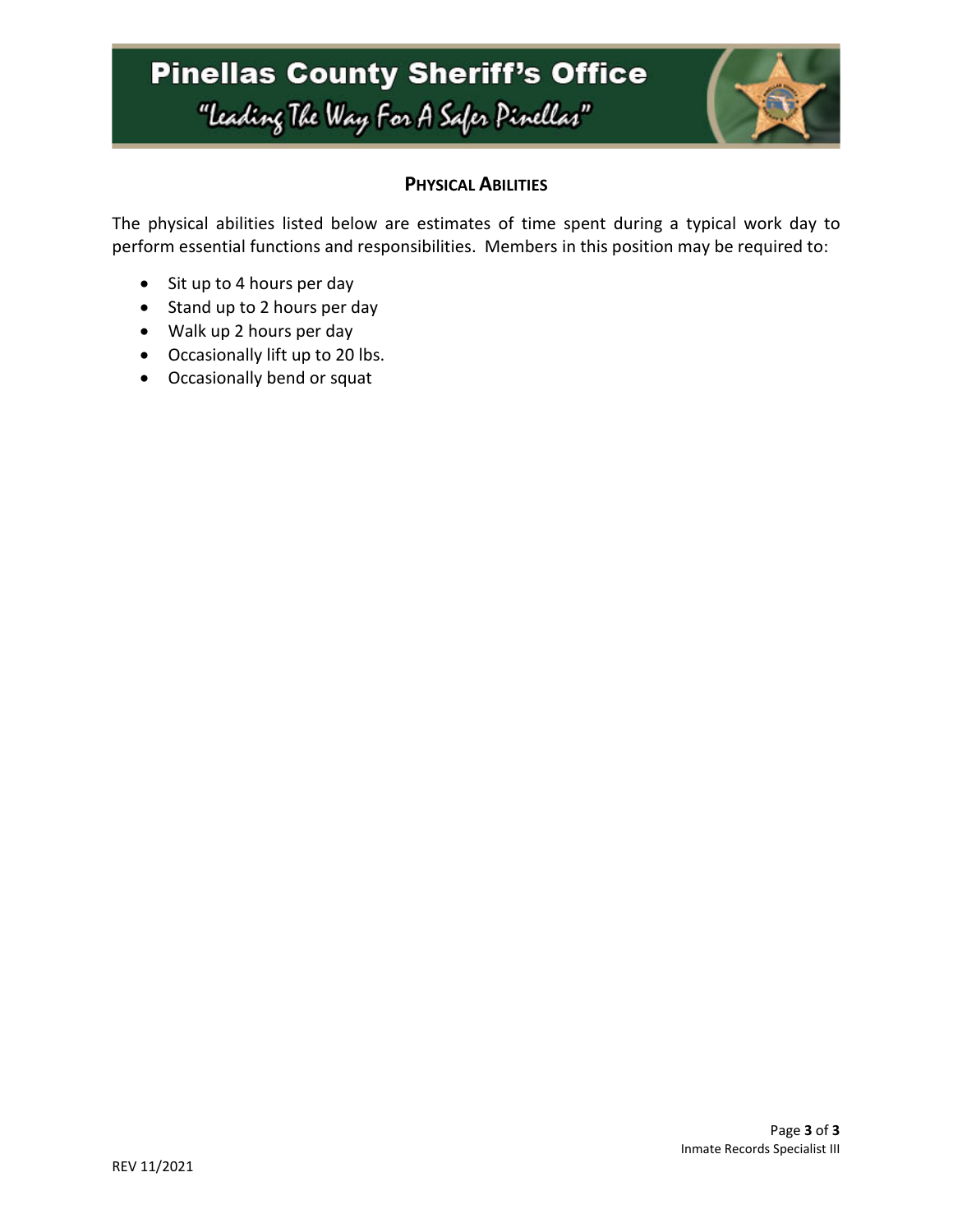## PHYSICAL ABILITIES

The physical abilities listed below are estimates of time spent during a typical work day to perform essential functions and responsibilities. Members in this position may be required to:

- Sit up to 4 hours per day
- Stand up to 2 hours per day
- Walk up 2 hours per day
- Occasionally lift up to 20 lbs.
- Occasionally bend or squat